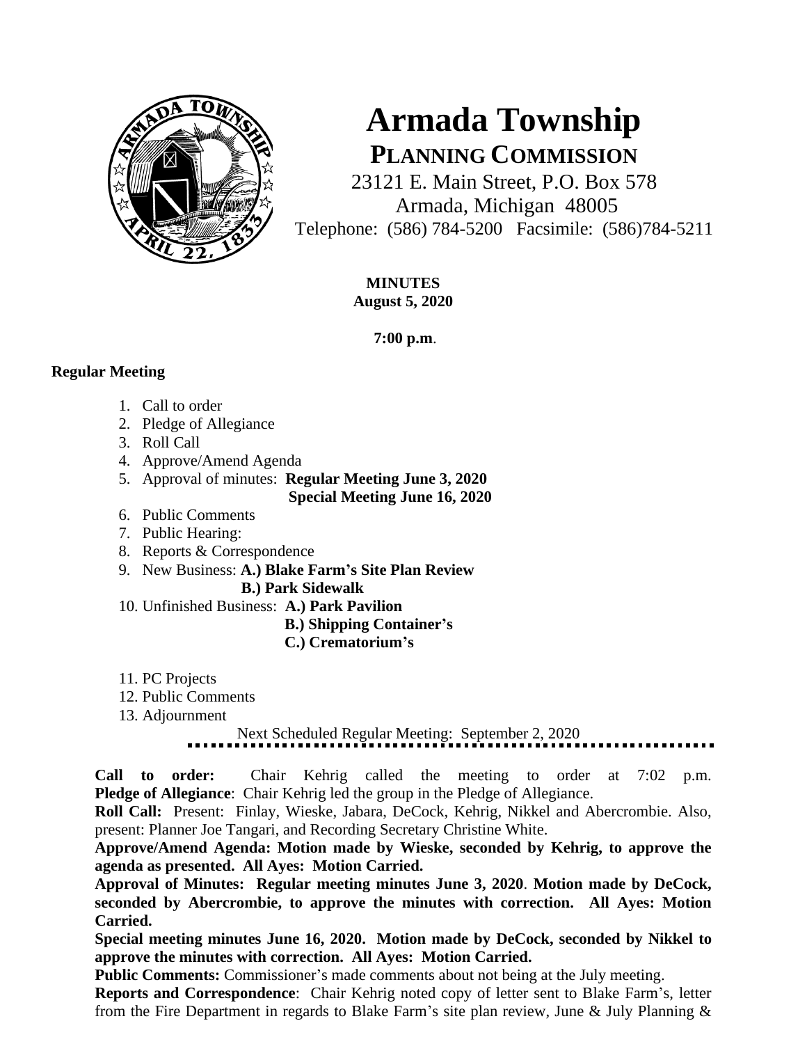# Armada Township

## PLANNING COMMISSION

23121 E. Main Street, P.O. Box 578
Armada, Michigan 48005
Telephone: (586) 784-5200 Facsimile: (586)784-5211

**MINUTES**
**August 5, 2020**

**7:00 p.m**.

**Regular Meeting**

1. Call to order
2. Pledge of Allegiance
3. Roll Call
4. Approve/Amend Agenda
5. Approval of minutes: **Regular Meeting June 3, 2020**
   **Special Meeting June 16, 2020**
6. Public Comments
7. Public Hearing:
8. Reports & Correspondence
9. New Business: **A.) Blake Farm's Site Plan Review**
   **B.) Park Sidewalk**
10. Unfinished Business: **A.) Park Pavilion**
    **B.) Shipping Container's**
    **C.) Crematorium's**
11. PC Projects
12. Public Comments
13. Adjournment

Next Scheduled Regular Meeting: September 2, 2020

**Call to order:** Chair Kehrig called the meeting to order at 7:02 p.m.
**Pledge of Allegiance**: Chair Kehrig led the group in the Pledge of Allegiance.
**Roll Call:** Present: Finlay, Wieske, Jabara, DeCock, Kehrig, Nikkel and Abercrombie. Also, present: Planner Joe Tangari, and Recording Secretary Christine White.
**Approve/Amend Agenda: Motion made by Wieske, seconded by Kehrig, to approve the agenda as presented. All Ayes: Motion Carried.**
**Approval of Minutes: Regular meeting minutes June 3, 2020**. **Motion made by DeCock, seconded by Abercrombie, to approve the minutes with correction. All Ayes: Motion Carried.**
**Special meeting minutes June 16, 2020. Motion made by DeCock, seconded by Nikkel to approve the minutes with correction. All Ayes: Motion Carried.**
**Public Comments:** Commissioner's made comments about not being at the July meeting.
**Reports and Correspondence**: Chair Kehrig noted copy of letter sent to Blake Farm's, letter from the Fire Department in regards to Blake Farm's site plan review, June & July Planning &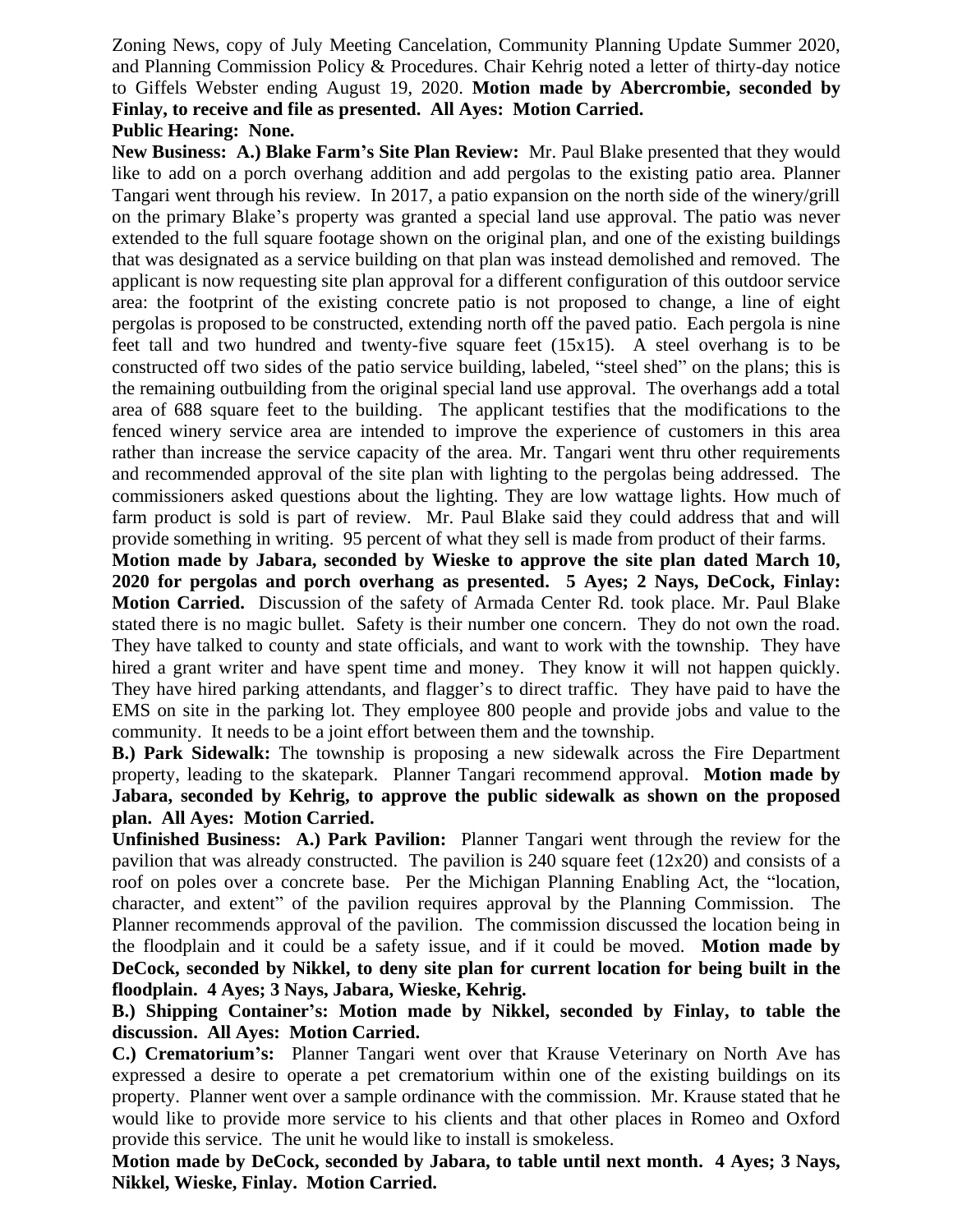Zoning News, copy of July Meeting Cancelation, Community Planning Update Summer 2020, and Planning Commission Policy & Procedures. Chair Kehrig noted a letter of thirty-day notice to Giffels Webster ending August 19, 2020. **Motion made by Abercrombie, seconded by Finlay, to receive and file as presented. All Ayes: Motion Carried.**

**Public Hearing: None.**

**New Business: A.) Blake Farm's Site Plan Review:** Mr. Paul Blake presented that they would like to add on a porch overhang addition and add pergolas to the existing patio area. Planner Tangari went through his review. In 2017, a patio expansion on the north side of the winery/grill on the primary Blake's property was granted a special land use approval. The patio was never extended to the full square footage shown on the original plan, and one of the existing buildings that was designated as a service building on that plan was instead demolished and removed. The applicant is now requesting site plan approval for a different configuration of this outdoor service area: the footprint of the existing concrete patio is not proposed to change, a line of eight pergolas is proposed to be constructed, extending north off the paved patio. Each pergola is nine feet tall and two hundred and twenty-five square feet (15x15). A steel overhang is to be constructed off two sides of the patio service building, labeled, "steel shed" on the plans; this is the remaining outbuilding from the original special land use approval. The overhangs add a total area of 688 square feet to the building. The applicant testifies that the modifications to the fenced winery service area are intended to improve the experience of customers in this area rather than increase the service capacity of the area. Mr. Tangari went thru other requirements and recommended approval of the site plan with lighting to the pergolas being addressed. The commissioners asked questions about the lighting. They are low wattage lights. How much of farm product is sold is part of review. Mr. Paul Blake said they could address that and will provide something in writing. 95 percent of what they sell is made from product of their farms.

**Motion made by Jabara, seconded by Wieske to approve the site plan dated March 10, 2020 for pergolas and porch overhang as presented. 5 Ayes; 2 Nays, DeCock, Finlay: Motion Carried.** Discussion of the safety of Armada Center Rd. took place. Mr. Paul Blake stated there is no magic bullet. Safety is their number one concern. They do not own the road. They have talked to county and state officials, and want to work with the township. They have hired a grant writer and have spent time and money. They know it will not happen quickly. They have hired parking attendants, and flagger's to direct traffic. They have paid to have the EMS on site in the parking lot. They employee 800 people and provide jobs and value to the community. It needs to be a joint effort between them and the township.

**B.) Park Sidewalk:** The township is proposing a new sidewalk across the Fire Department property, leading to the skatepark. Planner Tangari recommend approval. **Motion made by Jabara, seconded by Kehrig, to approve the public sidewalk as shown on the proposed plan. All Ayes: Motion Carried.**

**Unfinished Business: A.) Park Pavilion:** Planner Tangari went through the review for the pavilion that was already constructed. The pavilion is 240 square feet (12x20) and consists of a roof on poles over a concrete base. Per the Michigan Planning Enabling Act, the "location, character, and extent" of the pavilion requires approval by the Planning Commission. The Planner recommends approval of the pavilion. The commission discussed the location being in the floodplain and it could be a safety issue, and if it could be moved. **Motion made by DeCock, seconded by Nikkel, to deny site plan for current location for being built in the floodplain. 4 Ayes; 3 Nays, Jabara, Wieske, Kehrig.**

**B.) Shipping Container's: Motion made by Nikkel, seconded by Finlay, to table the discussion. All Ayes: Motion Carried.**

**C.) Crematorium's:** Planner Tangari went over that Krause Veterinary on North Ave has expressed a desire to operate a pet crematorium within one of the existing buildings on its property. Planner went over a sample ordinance with the commission. Mr. Krause stated that he would like to provide more service to his clients and that other places in Romeo and Oxford provide this service. The unit he would like to install is smokeless.

**Motion made by DeCock, seconded by Jabara, to table until next month. 4 Ayes; 3 Nays, Nikkel, Wieske, Finlay. Motion Carried.**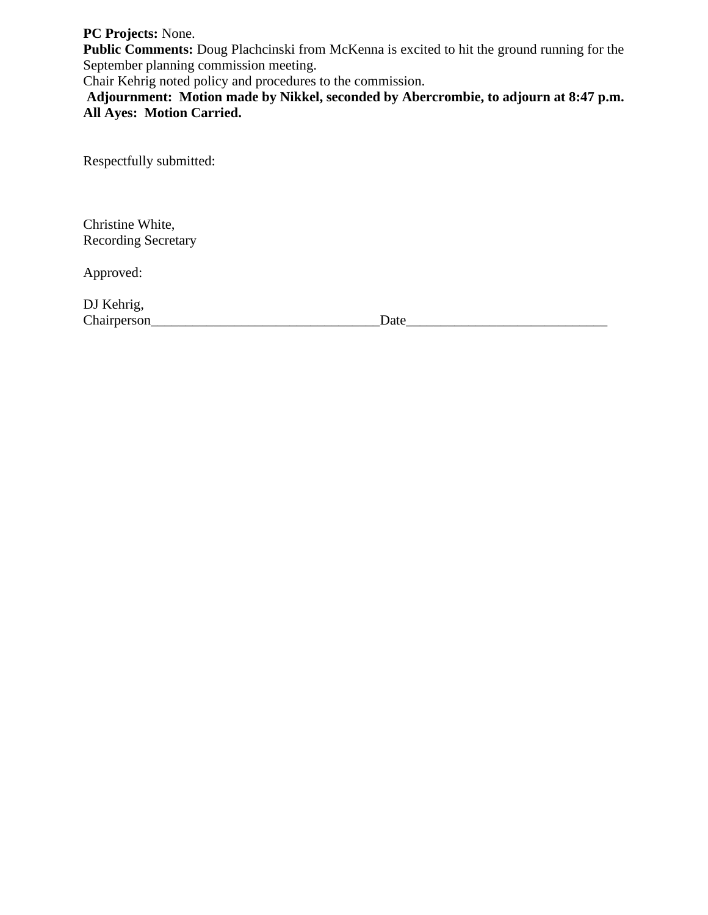**PC Projects:** None.
**Public Comments:** Doug Plachcinski from McKenna is excited to hit the ground running for the September planning commission meeting.
Chair Kehrig noted policy and procedures to the commission.
**Adjournment: Motion made by Nikkel, seconded by Abercrombie, to adjourn at 8:47 p.m. All Ayes: Motion Carried.**

Respectfully submitted:

Christine White,
Recording Secretary

Approved:

DJ Kehrig,
Chairperson_________________________________Date_____________________________